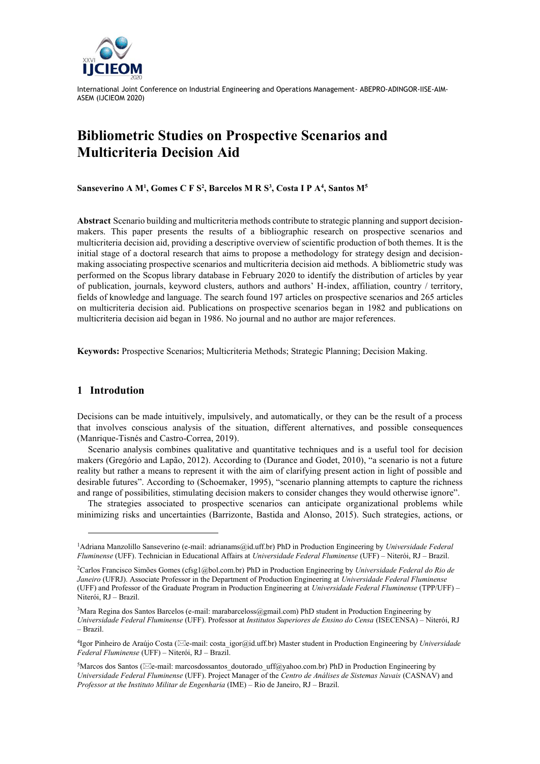# Bibliometric Studies on Prospective Scenarios and Multicriteria Decision Aid

**Sanseverino A M[1], Gomes C F S[2], Barcelos M R S[3], Costa I P A[4], Santos M[5]**

**Abstract** Scenario building and multicriteria methods contribute to strategic planning and support decision-makers. This paper presents the results of a bibliographic research on prospective scenarios and multicriteria decision aid, providing a descriptive overview of scientific production of both themes. It is the initial stage of a doctoral research that aims to propose a methodology for strategy design and decision-making associating prospective scenarios and multicriteria decision aid methods. A bibliometric study was performed on the Scopus library database in February 2020 to identify the distribution of articles by year of publication, journals, keyword clusters, authors and authors' H-index, affiliation, country / territory, fields of knowledge and language. The search found 197 articles on prospective scenarios and 265 articles on multicriteria decision aid. Publications on prospective scenarios began in 1982 and publications on multicriteria decision aid began in 1986. No journal and no author are major references.

**Keywords:** Prospective Scenarios; Multicriteria Methods; Strategic Planning; Decision Making.

## 1 Introdution

Decisions can be made intuitively, impulsively, and automatically, or they can be the result of a process that involves conscious analysis of the situation, different alternatives, and possible consequences (Manrique-Tisnés and Castro-Correa, 2019).

Scenario analysis combines qualitative and quantitative techniques and is a useful tool for decision makers (Gregório and Lapão, 2012). According to (Durance and Godet, 2010), "a scenario is not a future reality but rather a means to represent it with the aim of clarifying present action in light of possible and desirable futures". According to (Schoemaker, 1995), "scenario planning attempts to capture the richness and range of possibilities, stimulating decision makers to consider changes they would otherwise ignore".

The strategies associated to prospective scenarios can anticipate organizational problems while minimizing risks and uncertainties (Barrizonte, Bastida and Alonso, 2015). Such strategies, actions, or

---

[1]Adriana Manzolillo Sanseverino (e-mail: adrianams@id.uff.br) PhD in Production Engineering by *Universidade Federal Fluminense* (UFF). Technician in Educational Affairs at *Universidade Federal Fluminense* (UFF) – Niterói, RJ – Brazil.

[2]Carlos Francisco Simões Gomes (cfsg1@bol.com.br) PhD in Production Engineering by *Universidade Federal do Rio de Janeiro* (UFRJ). Associate Professor in the Department of Production Engineering at *Universidade Federal Fluminense* (UFF) and Professor of the Graduate Program in Production Engineering at *Universidade Federal Fluminense* (TPP/UFF) – Niterói, RJ – Brazil.

[3]Mara Regina dos Santos Barcelos (e-mail: marabarceloss@gmail.com) PhD student in Production Engineering by *Universidade Federal Fluminense* (UFF). Professor at *Institutos Superiores de Ensino do Censa* (ISECENSA) – Niterói, RJ – Brazil.

[4]Igor Pinheiro de Araújo Costa (✉e-mail: costa_igor@id.uff.br) Master student in Production Engineering by *Universidade Federal Fluminense* (UFF) – Niterói, RJ – Brazil.

[5]Marcos dos Santos (✉e-mail: marcosdossantos_doutorado_uff@yahoo.com.br) PhD in Production Engineering by *Universidade Federal Fluminense* (UFF). Project Manager of the *Centro de Análises de Sistemas Navais* (CASNAV) and *Professor at the Instituto Militar de Engenharia* (IME) – Rio de Janeiro, RJ – Brazil.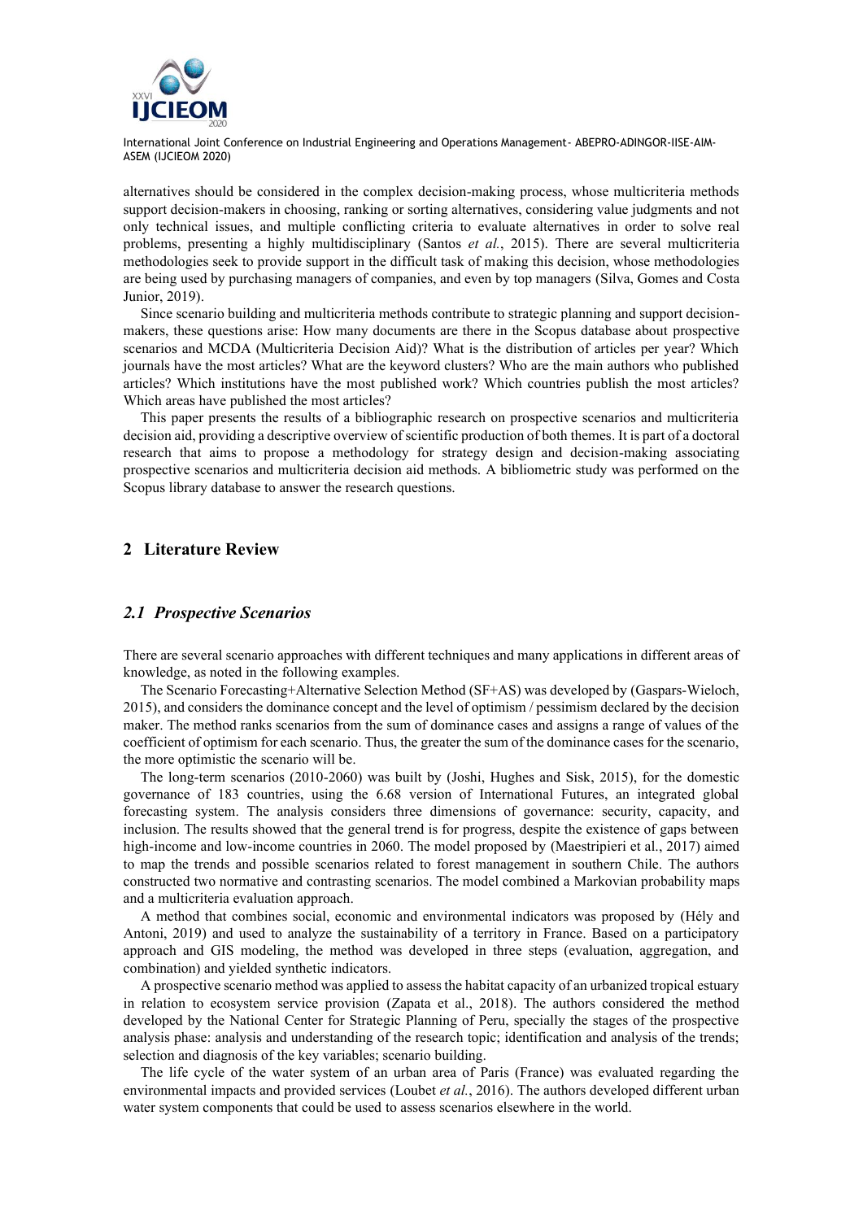alternatives should be considered in the complex decision-making process, whose multicriteria methods support decision-makers in choosing, ranking or sorting alternatives, considering value judgments and not only technical issues, and multiple conflicting criteria to evaluate alternatives in order to solve real problems, presenting a highly multidisciplinary (Santos *et al.*, 2015). There are several multicriteria methodologies seek to provide support in the difficult task of making this decision, whose methodologies are being used by purchasing managers of companies, and even by top managers (Silva, Gomes and Costa Junior, 2019).

Since scenario building and multicriteria methods contribute to strategic planning and support decision-makers, these questions arise: How many documents are there in the Scopus database about prospective scenarios and MCDA (Multicriteria Decision Aid)? What is the distribution of articles per year? Which journals have the most articles? What are the keyword clusters? Who are the main authors who published articles? Which institutions have the most published work? Which countries publish the most articles? Which areas have published the most articles?

This paper presents the results of a bibliographic research on prospective scenarios and multicriteria decision aid, providing a descriptive overview of scientific production of both themes. It is part of a doctoral research that aims to propose a methodology for strategy design and decision-making associating prospective scenarios and multicriteria decision aid methods. A bibliometric study was performed on the Scopus library database to answer the research questions.

## 2 Literature Review

### *2.1 Prospective Scenarios*

There are several scenario approaches with different techniques and many applications in different areas of knowledge, as noted in the following examples.

The Scenario Forecasting+Alternative Selection Method (SF+AS) was developed by (Gaspars-Wieloch, 2015), and considers the dominance concept and the level of optimism / pessimism declared by the decision maker. The method ranks scenarios from the sum of dominance cases and assigns a range of values of the coefficient of optimism for each scenario. Thus, the greater the sum of the dominance cases for the scenario, the more optimistic the scenario will be.

The long-term scenarios (2010-2060) was built by (Joshi, Hughes and Sisk, 2015), for the domestic governance of 183 countries, using the 6.68 version of International Futures, an integrated global forecasting system. The analysis considers three dimensions of governance: security, capacity, and inclusion. The results showed that the general trend is for progress, despite the existence of gaps between high-income and low-income countries in 2060. The model proposed by (Maestripieri et al., 2017) aimed to map the trends and possible scenarios related to forest management in southern Chile. The authors constructed two normative and contrasting scenarios. The model combined a Markovian probability maps and a multicriteria evaluation approach.

A method that combines social, economic and environmental indicators was proposed by (Hély and Antoni, 2019) and used to analyze the sustainability of a territory in France. Based on a participatory approach and GIS modeling, the method was developed in three steps (evaluation, aggregation, and combination) and yielded synthetic indicators.

A prospective scenario method was applied to assess the habitat capacity of an urbanized tropical estuary in relation to ecosystem service provision (Zapata et al., 2018). The authors considered the method developed by the National Center for Strategic Planning of Peru, specially the stages of the prospective analysis phase: analysis and understanding of the research topic; identification and analysis of the trends; selection and diagnosis of the key variables; scenario building.

The life cycle of the water system of an urban area of Paris (France) was evaluated regarding the environmental impacts and provided services (Loubet *et al.*, 2016). The authors developed different urban water system components that could be used to assess scenarios elsewhere in the world.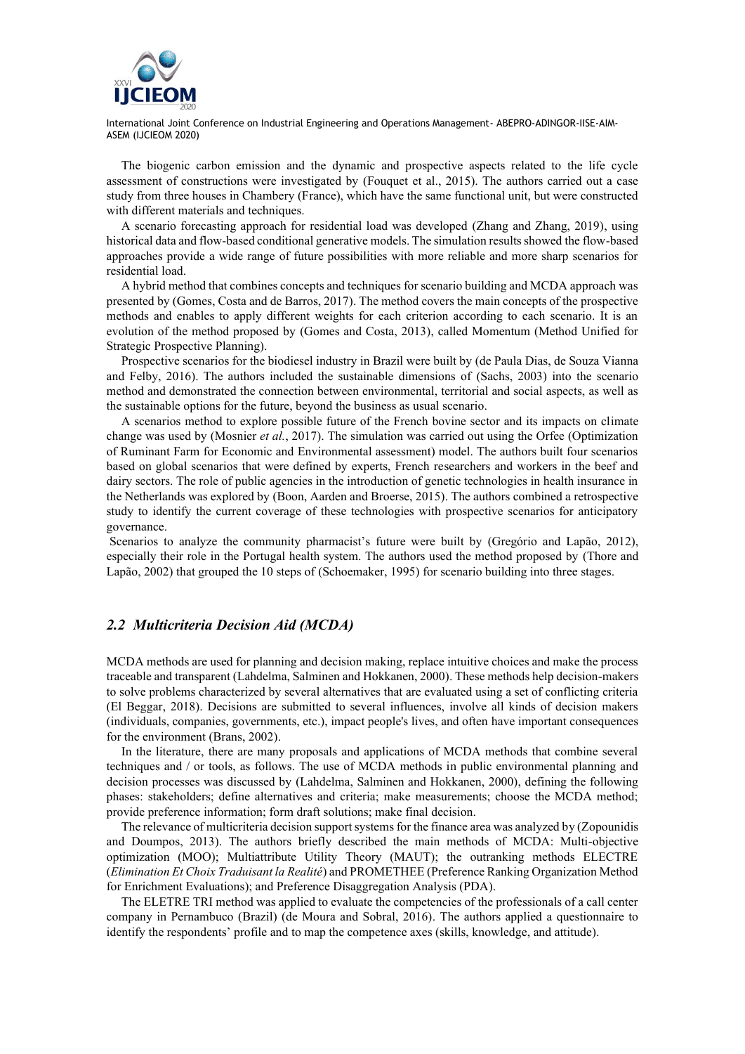The biogenic carbon emission and the dynamic and prospective aspects related to the life cycle assessment of constructions were investigated by (Fouquet et al., 2015). The authors carried out a case study from three houses in Chambery (France), which have the same functional unit, but were constructed with different materials and techniques.

A scenario forecasting approach for residential load was developed (Zhang and Zhang, 2019), using historical data and flow-based conditional generative models. The simulation results showed the flow-based approaches provide a wide range of future possibilities with more reliable and more sharp scenarios for residential load.

A hybrid method that combines concepts and techniques for scenario building and MCDA approach was presented by (Gomes, Costa and de Barros, 2017). The method covers the main concepts of the prospective methods and enables to apply different weights for each criterion according to each scenario. It is an evolution of the method proposed by (Gomes and Costa, 2013), called Momentum (Method Unified for Strategic Prospective Planning).

Prospective scenarios for the biodiesel industry in Brazil were built by (de Paula Dias, de Souza Vianna and Felby, 2016). The authors included the sustainable dimensions of (Sachs, 2003) into the scenario method and demonstrated the connection between environmental, territorial and social aspects, as well as the sustainable options for the future, beyond the business as usual scenario.

A scenarios method to explore possible future of the French bovine sector and its impacts on climate change was used by (Mosnier *et al.*, 2017). The simulation was carried out using the Orfee (Optimization of Ruminant Farm for Economic and Environmental assessment) model. The authors built four scenarios based on global scenarios that were defined by experts, French researchers and workers in the beef and dairy sectors. The role of public agencies in the introduction of genetic technologies in health insurance in the Netherlands was explored by (Boon, Aarden and Broerse, 2015). The authors combined a retrospective study to identify the current coverage of these technologies with prospective scenarios for anticipatory governance.

Scenarios to analyze the community pharmacist's future were built by (Gregório and Lapão, 2012), especially their role in the Portugal health system. The authors used the method proposed by (Thore and Lapão, 2002) that grouped the 10 steps of (Schoemaker, 1995) for scenario building into three stages.

## *2.2 Multicriteria Decision Aid (MCDA)*

MCDA methods are used for planning and decision making, replace intuitive choices and make the process traceable and transparent (Lahdelma, Salminen and Hokkanen, 2000). These methods help decision-makers to solve problems characterized by several alternatives that are evaluated using a set of conflicting criteria (El Beggar, 2018). Decisions are submitted to several influences, involve all kinds of decision makers (individuals, companies, governments, etc.), impact people's lives, and often have important consequences for the environment (Brans, 2002).

In the literature, there are many proposals and applications of MCDA methods that combine several techniques and / or tools, as follows. The use of MCDA methods in public environmental planning and decision processes was discussed by (Lahdelma, Salminen and Hokkanen, 2000), defining the following phases: stakeholders; define alternatives and criteria; make measurements; choose the MCDA method; provide preference information; form draft solutions; make final decision.

The relevance of multicriteria decision support systems for the finance area was analyzed by (Zopounidis and Doumpos, 2013). The authors briefly described the main methods of MCDA: Multi-objective optimization (MOO); Multiattribute Utility Theory (MAUT); the outranking methods ELECTRE (*Elimination Et Choix Traduisant la Realité*) and PROMETHEE (Preference Ranking Organization Method for Enrichment Evaluations); and Preference Disaggregation Analysis (PDA).

The ELETRE TRI method was applied to evaluate the competencies of the professionals of a call center company in Pernambuco (Brazil) (de Moura and Sobral, 2016). The authors applied a questionnaire to identify the respondents' profile and to map the competence axes (skills, knowledge, and attitude).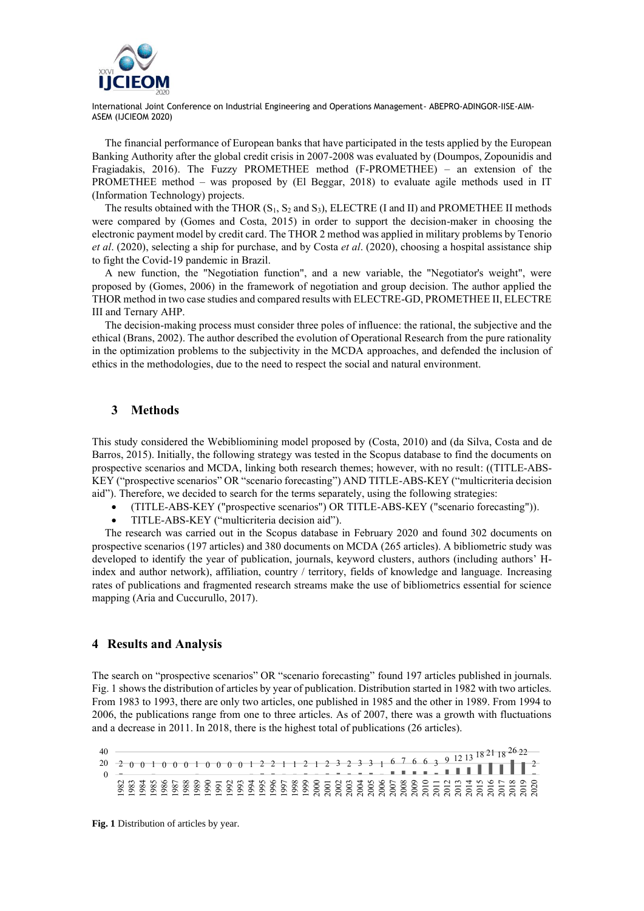The financial performance of European banks that have participated in the tests applied by the European Banking Authority after the global credit crisis in 2007-2008 was evaluated by (Doumpos, Zopounidis and Fragiadakis, 2016). The Fuzzy PROMETHEE method (F-PROMETHEE) – an extension of the PROMETHEE method – was proposed by (El Beggar, 2018) to evaluate agile methods used in IT (Information Technology) projects.

The results obtained with the THOR ($S_1$, $S_2$ and $S_3$), ELECTRE (I and II) and PROMETHEE II methods were compared by (Gomes and Costa, 2015) in order to support the decision-maker in choosing the electronic payment model by credit card. The THOR 2 method was applied in military problems by Tenorio *et al*. (2020), selecting a ship for purchase, and by Costa *et al*. (2020), choosing a hospital assistance ship to fight the Covid-19 pandemic in Brazil.

A new function, the "Negotiation function", and a new variable, the "Negotiator's weight", were proposed by (Gomes, 2006) in the framework of negotiation and group decision. The author applied the THOR method in two case studies and compared results with ELECTRE-GD, PROMETHEE II, ELECTRE III and Ternary AHP.

The decision-making process must consider three poles of influence: the rational, the subjective and the ethical (Brans, 2002). The author described the evolution of Operational Research from the pure rationality in the optimization problems to the subjectivity in the MCDA approaches, and defended the inclusion of ethics in the methodologies, due to the need to respect the social and natural environment.

## 3 Methods

This study considered the Webibliomining model proposed by (Costa, 2010) and (da Silva, Costa and de Barros, 2015). Initially, the following strategy was tested in the Scopus database to find the documents on prospective scenarios and MCDA, linking both research themes; however, with no result: ((TITLE-ABS-KEY ("prospective scenarios" OR "scenario forecasting") AND TITLE-ABS-KEY ("multicriteria decision aid"). Therefore, we decided to search for the terms separately, using the following strategies:

- (TITLE-ABS-KEY ("prospective scenarios") OR TITLE-ABS-KEY ("scenario forecasting")).
- TITLE-ABS-KEY ("multicriteria decision aid").

The research was carried out in the Scopus database in February 2020 and found 302 documents on prospective scenarios (197 articles) and 380 documents on MCDA (265 articles). A bibliometric study was developed to identify the year of publication, journals, keyword clusters, authors (including authors' H-index and author network), affiliation, country / territory, fields of knowledge and language. Increasing rates of publications and fragmented research streams make the use of bibliometrics essential for science mapping (Aria and Cuccurullo, 2017).

## 4 Results and Analysis

The search on "prospective scenarios" OR "scenario forecasting" found 197 articles published in journals. Fig. 1 shows the distribution of articles by year of publication. Distribution started in 1982 with two articles. From 1983 to 1993, there are only two articles, one published in 1985 and the other in 1989. From 1994 to 2006, the publications range from one to three articles. As of 2007, there was a growth with fluctuations and a decrease in 2011. In 2018, there is the highest total of publications (26 articles).

| Year | 1982 | 1983 | 1984 | 1985 | 1986 | 1987 | 1988 | 1989 | 1990 | 1991 | 1992 | 1993 | 1994 | 1995 | 1996 | 1997 | 1998 | 1999 | 2000 | 2001 | 2002 | 2003 | 2004 | 2005 | 2006 | 2007 | 2008 | 2009 | 2010 | 2011 | 2012 | 2013 | 2014 | 2015 | 2016 | 2017 | 2018 | 2019 | 2020 |
|---|---|---|---|---|---|---|---|---|---|---|---|---|---|---|---|---|---|---|---|---|---|---|---|---|---|---|---|---|---|---|---|---|---|---|---|---|---|---|---|
| Articles | 2 | 0 | 0 | 1 | 0 | 0 | 0 | 1 | 0 | 0 | 0 | 0 | 1 | 2 | 2 | 1 | 1 | 2 | 1 | 2 | 3 | 2 | 3 | 3 | 1 | 6 | 7 | 6 | 6 | 3 | 9 | 12 | 13 | 18 | 21 | 18 | 26 | 22 | 2 |

**Fig. 1** Distribution of articles by year.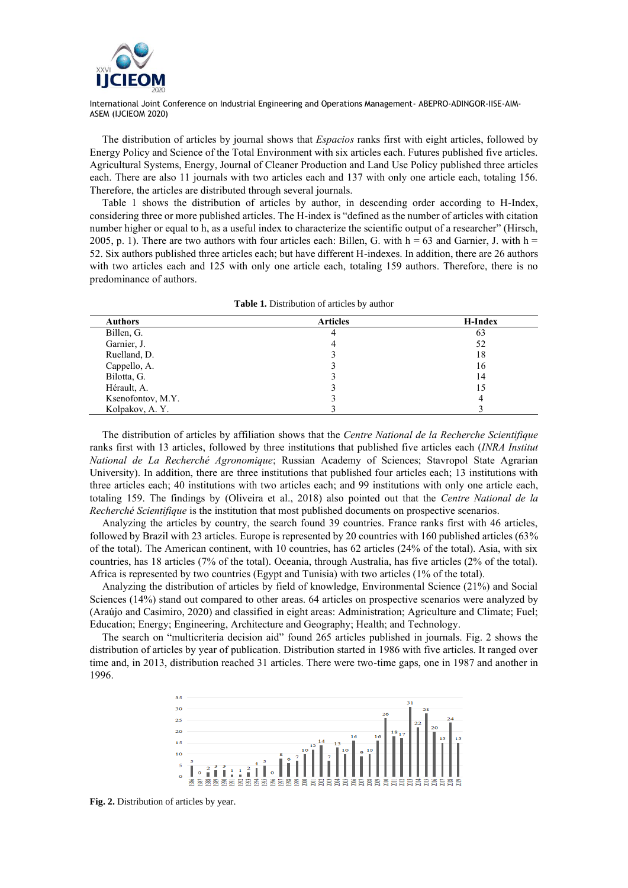The distribution of articles by journal shows that *Espacios* ranks first with eight articles, followed by Energy Policy and Science of the Total Environment with six articles each. Futures published five articles. Agricultural Systems, Energy, Journal of Cleaner Production and Land Use Policy published three articles each. There are also 11 journals with two articles each and 137 with only one article each, totaling 156. Therefore, the articles are distributed through several journals.

Table 1 shows the distribution of articles by author, in descending order according to H-Index, considering three or more published articles. The H-index is "defined as the number of articles with citation number higher or equal to h, as a useful index to characterize the scientific output of a researcher" (Hirsch, 2005, p. 1). There are two authors with four articles each: Billen, G. with h = 63 and Garnier, J. with h = 52. Six authors published three articles each; but have different H-indexes. In addition, there are 26 authors with two articles each and 125 with only one article each, totaling 159 authors. Therefore, there is no predominance of authors.

**Table 1.** Distribution of articles by author

| Authors | Articles | H-Index |
|---|---|---|
| Billen, G. | 4 | 63 |
| Garnier, J. | 4 | 52 |
| Ruelland, D. | 3 | 18 |
| Cappello, A. | 3 | 16 |
| Bilotta, G. | 3 | 14 |
| Hérault, A. | 3 | 15 |
| Ksenofontov, M.Y. | 3 | 4 |
| Kolpakov, A. Y. | 3 | 3 |

The distribution of articles by affiliation shows that the *Centre National de la Recherche Scientifique* ranks first with 13 articles, followed by three institutions that published five articles each (*INRA Institut National de La Recherché Agronomique*; Russian Academy of Sciences; Stavropol State Agrarian University). In addition, there are three institutions that published four articles each; 13 institutions with three articles each; 40 institutions with two articles each; and 99 institutions with only one article each, totaling 159. The findings by (Oliveira et al., 2018) also pointed out that the *Centre National de la Recherché Scientifique* is the institution that most published documents on prospective scenarios.

Analyzing the articles by country, the search found 39 countries. France ranks first with 46 articles, followed by Brazil with 23 articles. Europe is represented by 20 countries with 160 published articles (63% of the total). The American continent, with 10 countries, has 62 articles (24% of the total). Asia, with six countries, has 18 articles (7% of the total). Oceania, through Australia, has five articles (2% of the total). Africa is represented by two countries (Egypt and Tunisia) with two articles (1% of the total).

Analyzing the distribution of articles by field of knowledge, Environmental Science (21%) and Social Sciences (14%) stand out compared to other areas. 64 articles on prospective scenarios were analyzed by (Araújo and Casimiro, 2020) and classified in eight areas: Administration; Agriculture and Climate; Fuel; Education; Energy; Engineering, Architecture and Geography; Health; and Technology.

The search on "multicriteria decision aid" found 265 articles published in journals. Fig. 2 shows the distribution of articles by year of publication. Distribution started in 1986 with five articles. It ranged over time and, in 2013, distribution reached 31 articles. There were two-time gaps, one in 1987 and another in 1996.

**Fig. 2.** Distribution of articles by year.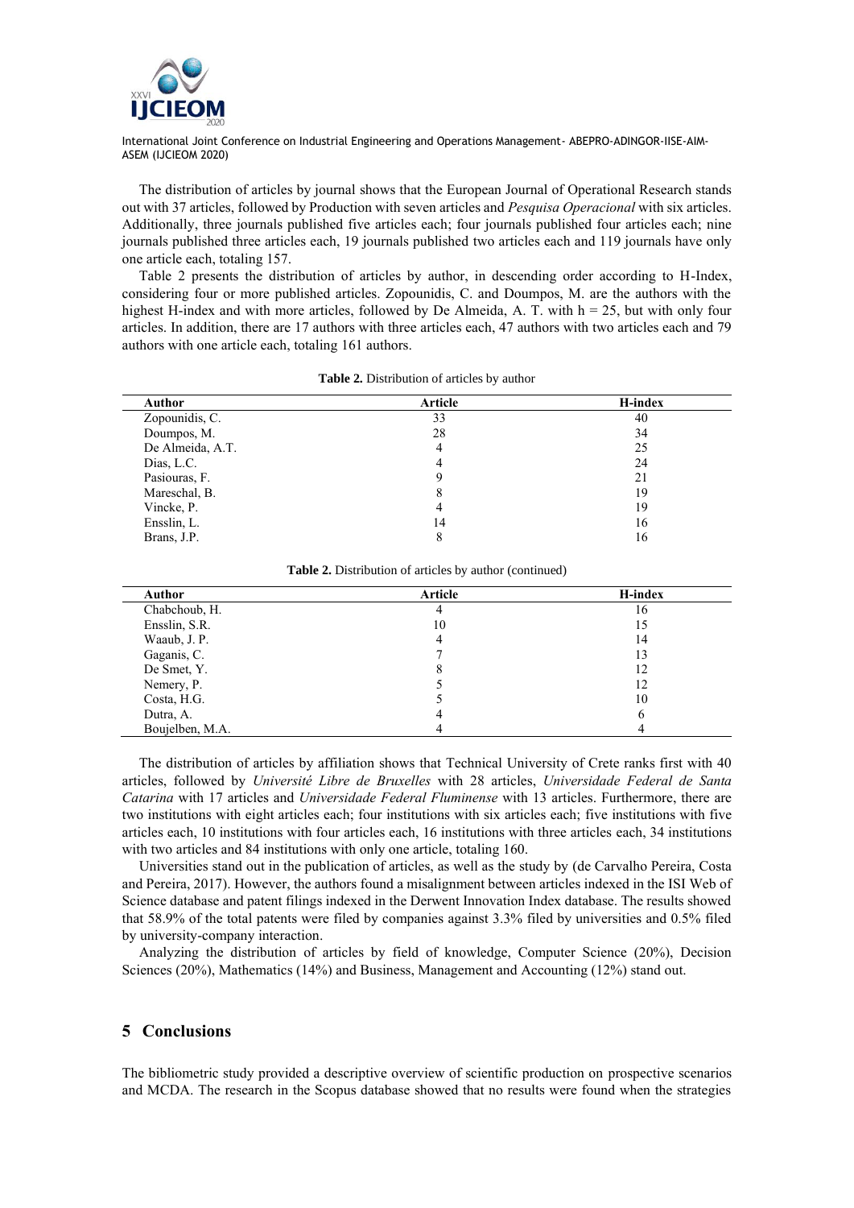The distribution of articles by journal shows that the European Journal of Operational Research stands out with 37 articles, followed by Production with seven articles and *Pesquisa Operacional* with six articles. Additionally, three journals published five articles each; four journals published four articles each; nine journals published three articles each, 19 journals published two articles each and 119 journals have only one article each, totaling 157.

Table 2 presents the distribution of articles by author, in descending order according to H-Index, considering four or more published articles. Zopounidis, C. and Doumpos, M. are the authors with the highest H-index and with more articles, followed by De Almeida, A. T. with h = 25, but with only four articles. In addition, there are 17 authors with three articles each, 47 authors with two articles each and 79 authors with one article each, totaling 161 authors.

**Table 2.** Distribution of articles by author

| Author | Article | H-index |
|---|---|---|
| Zopounidis, C. | 33 | 40 |
| Doumpos, M. | 28 | 34 |
| De Almeida, A.T. | 4 | 25 |
| Dias, L.C. | 4 | 24 |
| Pasiouras, F. | 9 | 21 |
| Mareschal, B. | 8 | 19 |
| Vincke, P. | 4 | 19 |
| Ensslin, L. | 14 | 16 |
| Brans, J.P. | 8 | 16 |
| Chabchoub, H. | 4 | 16 |
| Ensslin, S.R. | 10 | 15 |
| Waaub, J. P. | 4 | 14 |
| Gaganis, C. | 7 | 13 |
| De Smet, Y. | 8 | 12 |
| Nemery, P. | 5 | 12 |
| Costa, H.G. | 5 | 10 |
| Dutra, A. | 4 | 6 |
| Boujelben, M.A. | 4 | 4 |

The distribution of articles by affiliation shows that Technical University of Crete ranks first with 40 articles, followed by *Université Libre de Bruxelles* with 28 articles, *Universidade Federal de Santa Catarina* with 17 articles and *Universidade Federal Fluminense* with 13 articles. Furthermore, there are two institutions with eight articles each; four institutions with six articles each; five institutions with five articles each, 10 institutions with four articles each, 16 institutions with three articles each, 34 institutions with two articles and 84 institutions with only one article, totaling 160.

Universities stand out in the publication of articles, as well as the study by (de Carvalho Pereira, Costa and Pereira, 2017). However, the authors found a misalignment between articles indexed in the ISI Web of Science database and patent filings indexed in the Derwent Innovation Index database. The results showed that 58.9% of the total patents were filed by companies against 3.3% filed by universities and 0.5% filed by university-company interaction.

Analyzing the distribution of articles by field of knowledge, Computer Science (20%), Decision Sciences (20%), Mathematics (14%) and Business, Management and Accounting (12%) stand out.

## 5 Conclusions

The bibliometric study provided a descriptive overview of scientific production on prospective scenarios and MCDA. The research in the Scopus database showed that no results were found when the strategies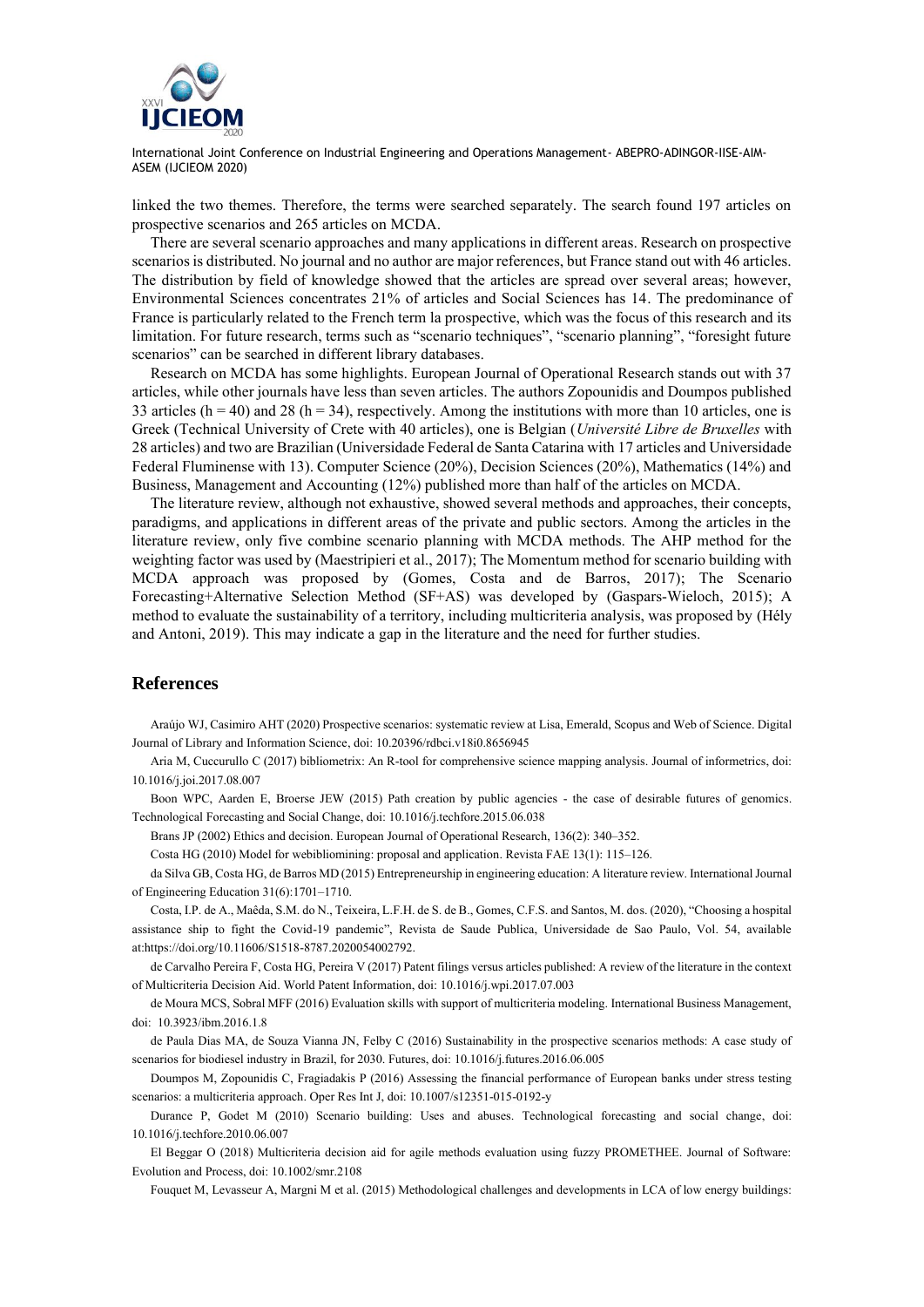linked the two themes. Therefore, the terms were searched separately. The search found 197 articles on prospective scenarios and 265 articles on MCDA.

There are several scenario approaches and many applications in different areas. Research on prospective scenarios is distributed. No journal and no author are major references, but France stand out with 46 articles. The distribution by field of knowledge showed that the articles are spread over several areas; however, Environmental Sciences concentrates 21% of articles and Social Sciences has 14. The predominance of France is particularly related to the French term la prospective, which was the focus of this research and its limitation. For future research, terms such as "scenario techniques", "scenario planning", "foresight future scenarios" can be searched in different library databases.

Research on MCDA has some highlights. European Journal of Operational Research stands out with 37 articles, while other journals have less than seven articles. The authors Zopounidis and Doumpos published 33 articles (h = 40) and 28 (h = 34), respectively. Among the institutions with more than 10 articles, one is Greek (Technical University of Crete with 40 articles), one is Belgian (*Université Libre de Bruxelles* with 28 articles) and two are Brazilian (Universidade Federal de Santa Catarina with 17 articles and Universidade Federal Fluminense with 13). Computer Science (20%), Decision Sciences (20%), Mathematics (14%) and Business, Management and Accounting (12%) published more than half of the articles on MCDA.

The literature review, although not exhaustive, showed several methods and approaches, their concepts, paradigms, and applications in different areas of the private and public sectors. Among the articles in the literature review, only five combine scenario planning with MCDA methods. The AHP method for the weighting factor was used by (Maestripieri et al., 2017); The Momentum method for scenario building with MCDA approach was proposed by (Gomes, Costa and de Barros, 2017); The Scenario Forecasting+Alternative Selection Method (SF+AS) was developed by (Gaspars-Wieloch, 2015); A method to evaluate the sustainability of a territory, including multicriteria analysis, was proposed by (Hély and Antoni, 2019). This may indicate a gap in the literature and the need for further studies.

## References

Araújo WJ, Casimiro AHT (2020) Prospective scenarios: systematic review at Lisa, Emerald, Scopus and Web of Science. Digital Journal of Library and Information Science, doi: 10.20396/rdbci.v18i0.8656945

Aria M, Cuccurullo C (2017) bibliometrix: An R-tool for comprehensive science mapping analysis. Journal of informetrics, doi: 10.1016/j.joi.2017.08.007

Boon WPC, Aarden E, Broerse JEW (2015) Path creation by public agencies - the case of desirable futures of genomics. Technological Forecasting and Social Change, doi: 10.1016/j.techfore.2015.06.038

Brans JP (2002) Ethics and decision. European Journal of Operational Research, 136(2): 340–352.

Costa HG (2010) Model for webibliomining: proposal and application. Revista FAE 13(1): 115–126.

da Silva GB, Costa HG, de Barros MD (2015) Entrepreneurship in engineering education: A literature review. International Journal of Engineering Education 31(6):1701–1710.

Costa, I.P. de A., Maêda, S.M. do N., Teixeira, L.F.H. de S. de B., Gomes, C.F.S. and Santos, M. dos. (2020), "Choosing a hospital assistance ship to fight the Covid-19 pandemic", Revista de Saude Publica, Universidade de Sao Paulo, Vol. 54, available at:https://doi.org/10.11606/S1518-8787.2020054002792.

de Carvalho Pereira F, Costa HG, Pereira V (2017) Patent filings versus articles published: A review of the literature in the context of Multicriteria Decision Aid. World Patent Information, doi: 10.1016/j.wpi.2017.07.003

de Moura MCS, Sobral MFF (2016) Evaluation skills with support of multicriteria modeling. International Business Management, doi: 10.3923/ibm.2016.1.8

de Paula Dias MA, de Souza Vianna JN, Felby C (2016) Sustainability in the prospective scenarios methods: A case study of scenarios for biodiesel industry in Brazil, for 2030. Futures, doi: 10.1016/j.futures.2016.06.005

Doumpos M, Zopounidis C, Fragiadakis P (2016) Assessing the financial performance of European banks under stress testing scenarios: a multicriteria approach. Oper Res Int J, doi: 10.1007/s12351-015-0192-y

Durance P, Godet M (2010) Scenario building: Uses and abuses. Technological forecasting and social change, doi: 10.1016/j.techfore.2010.06.007

El Beggar O (2018) Multicriteria decision aid for agile methods evaluation using fuzzy PROMETHEE. Journal of Software: Evolution and Process, doi: 10.1002/smr.2108

Fouquet M, Levasseur A, Margni M et al. (2015) Methodological challenges and developments in LCA of low energy buildings: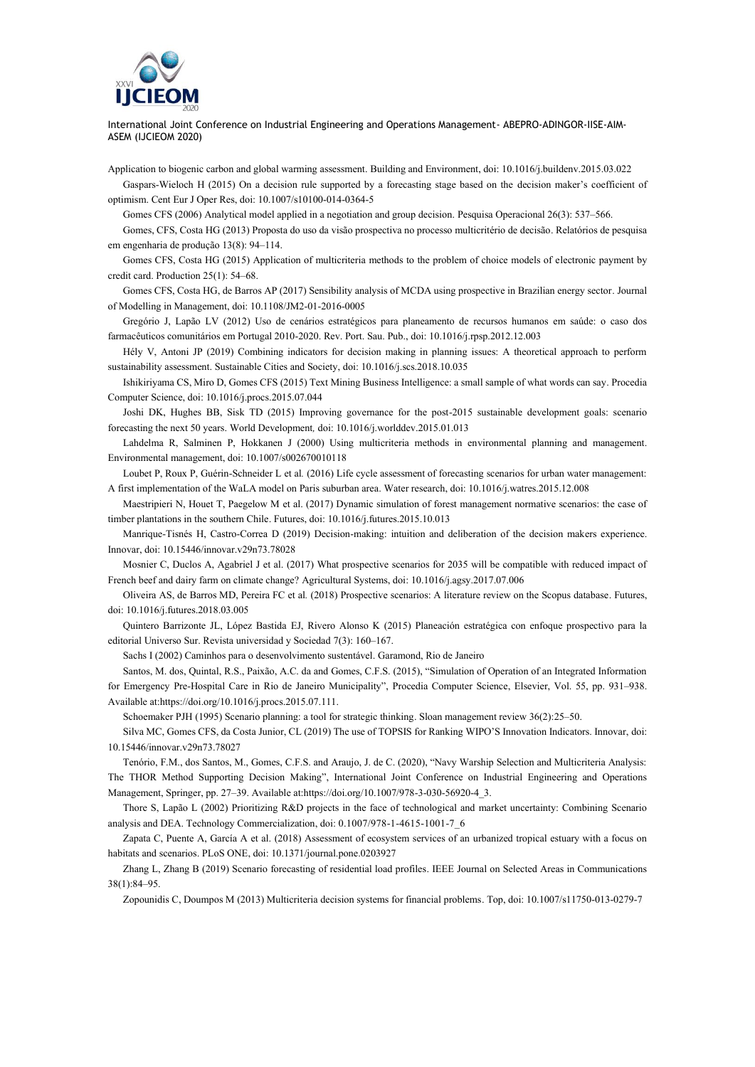Application to biogenic carbon and global warming assessment. Building and Environment, doi: 10.1016/j.buildenv.2015.03.022

Gaspars-Wieloch H (2015) On a decision rule supported by a forecasting stage based on the decision maker's coefficient of optimism. Cent Eur J Oper Res, doi: 10.1007/s10100-014-0364-5

Gomes CFS (2006) Analytical model applied in a negotiation and group decision. Pesquisa Operacional 26(3): 537–566.

Gomes, CFS, Costa HG (2013) Proposta do uso da visão prospectiva no processo multicritério de decisão. Relatórios de pesquisa em engenharia de produção 13(8): 94–114.

Gomes CFS, Costa HG (2015) Application of multicriteria methods to the problem of choice models of electronic payment by credit card. Production 25(1): 54–68.

Gomes CFS, Costa HG, de Barros AP (2017) Sensibility analysis of MCDA using prospective in Brazilian energy sector. Journal of Modelling in Management, doi: 10.1108/JM2-01-2016-0005

Gregório J, Lapão LV (2012) Uso de cenários estratégicos para planeamento de recursos humanos em saúde: o caso dos farmacêuticos comunitários em Portugal 2010-2020. Rev. Port. Sau. Pub., doi: 10.1016/j.rpsp.2012.12.003

Hély V, Antoni JP (2019) Combining indicators for decision making in planning issues: A theoretical approach to perform sustainability assessment. Sustainable Cities and Society, doi: 10.1016/j.scs.2018.10.035

Ishikiriyama CS, Miro D, Gomes CFS (2015) Text Mining Business Intelligence: a small sample of what words can say. Procedia Computer Science, doi: 10.1016/j.procs.2015.07.044

Joshi DK, Hughes BB, Sisk TD (2015) Improving governance for the post-2015 sustainable development goals: scenario forecasting the next 50 years. World Development*,* doi: 10.1016/j.worlddev.2015.01.013

Lahdelma R, Salminen P, Hokkanen J (2000) Using multicriteria methods in environmental planning and management. Environmental management, doi: 10.1007/s002670010118

Loubet P, Roux P, Guérin-Schneider L et al*.* (2016) Life cycle assessment of forecasting scenarios for urban water management: A first implementation of the WaLA model on Paris suburban area. Water research, doi: 10.1016/j.watres.2015.12.008

Maestripieri N, Houet T, Paegelow M et al. (2017) Dynamic simulation of forest management normative scenarios: the case of timber plantations in the southern Chile. Futures, doi: 10.1016/j.futures.2015.10.013

Manrique-Tisnés H, Castro-Correa D (2019) Decision-making: intuition and deliberation of the decision makers experience. Innovar, doi: 10.15446/innovar.v29n73.78028

Mosnier C, Duclos A, Agabriel J et al. (2017) What prospective scenarios for 2035 will be compatible with reduced impact of French beef and dairy farm on climate change? Agricultural Systems, doi: 10.1016/j.agsy.2017.07.006

Oliveira AS, de Barros MD, Pereira FC et al*.* (2018) Prospective scenarios: A literature review on the Scopus database. Futures, doi: 10.1016/j.futures.2018.03.005

Quintero Barrizonte JL, López Bastida EJ, Rivero Alonso K (2015) Planeación estratégica con enfoque prospectivo para la editorial Universo Sur. Revista universidad y Sociedad 7(3): 160–167.

Sachs I (2002) Caminhos para o desenvolvimento sustentável. Garamond, Rio de Janeiro

Santos, M. dos, Quintal, R.S., Paixão, A.C. da and Gomes, C.F.S. (2015), "Simulation of Operation of an Integrated Information for Emergency Pre-Hospital Care in Rio de Janeiro Municipality", Procedia Computer Science, Elsevier, Vol. 55, pp. 931–938. Available at:https://doi.org/10.1016/j.procs.2015.07.111.

Schoemaker PJH (1995) Scenario planning: a tool for strategic thinking. Sloan management review 36(2):25–50.

Silva MC, Gomes CFS, da Costa Junior, CL (2019) The use of TOPSIS for Ranking WIPO'S Innovation Indicators. Innovar, doi: 10.15446/innovar.v29n73.78027

Tenório, F.M., dos Santos, M., Gomes, C.F.S. and Araujo, J. de C. (2020), "Navy Warship Selection and Multicriteria Analysis: The THOR Method Supporting Decision Making", International Joint Conference on Industrial Engineering and Operations Management, Springer, pp. 27–39. Available at:https://doi.org/10.1007/978-3-030-56920-4_3.

Thore S, Lapão L (2002) Prioritizing R&D projects in the face of technological and market uncertainty: Combining Scenario analysis and DEA. Technology Commercialization, doi: 0.1007/978-1-4615-1001-7_6

Zapata C, Puente A, García A et al. (2018) Assessment of ecosystem services of an urbanized tropical estuary with a focus on habitats and scenarios. PLoS ONE, doi: 10.1371/journal.pone.0203927

Zhang L, Zhang B (2019) Scenario forecasting of residential load profiles. IEEE Journal on Selected Areas in Communications 38(1):84–95.

Zopounidis C, Doumpos M (2013) Multicriteria decision systems for financial problems. Top, doi: 10.1007/s11750-013-0279-7